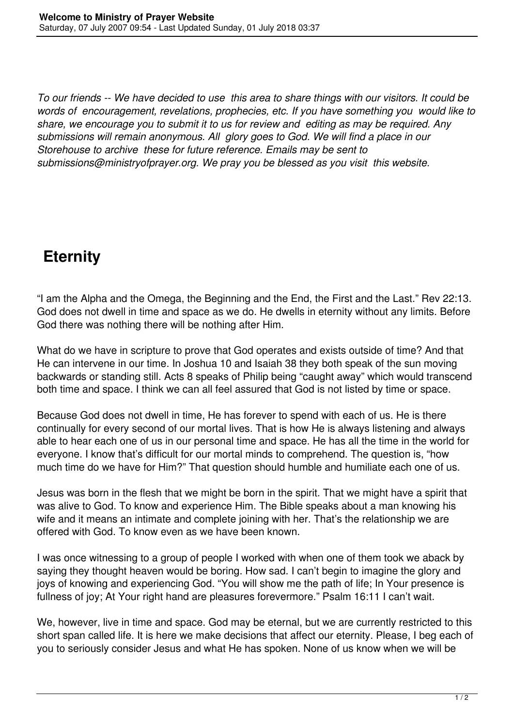*To our friends -- We have decided to use this area to share things with our visitors. It could be words of encouragement, revelations, prophecies, etc. If you have something you would like to share, we encourage you to submit it to us for review and editing as may be required. Any submissions will remain anonymous. All glory goes to God. We will find a place in our Storehouse to archive these for future reference. Emails may be sent to submissions@ministryofprayer.org. We pray you be blessed as you visit this website.*

# Eternity

"I am the Alpha and the Omega, the Beginning and the End, the First and the Last." Rev 22:13. God does not dwell in time and space as we do. He dwells in eternity without any limits. Before God there was nothing there will be nothing after Him.

What do we have in scripture to prove that God operates and exists outside of time? And that He can intervene in our time. In Joshua 10 and Isaiah 38 they both speak of the sun moving backwards or standing still. Acts 8 speaks of Philip being "caught away" which would transcend both time and space. I think we can all feel assured that God is not listed by time or space.

Because God does not dwell in time, He has forever to spend with each of us. He is there continually for every second of our mortal lives. That is how He is always listening and always able to hear each one of us in our personal time and space. He has all the time in the world for everyone. I know that's difficult for our mortal minds to comprehend. The question is, "how much time do we have for Him?" That question should humble and humiliate each one of us.

Jesus was born in the flesh that we might be born in the spirit. That we might have a spirit that was alive to God. To know and experience Him. The Bible speaks about a man knowing his wife and it means an intimate and complete joining with her. That's the relationship we are offered with God. To know even as we have been known.

I was once witnessing to a group of people I worked with when one of them took we aback by saying they thought heaven would be boring. How sad. I can't begin to imagine the glory and joys of knowing and experiencing God. "You will show me the path of life; In Your presence is fullness of joy; At Your right hand are pleasures forevermore." Psalm 16:11 I can't wait.

We, however, live in time and space. God may be eternal, but we are currently restricted to this short span called life. It is here we make decisions that affect our eternity. Please, I beg each of you to seriously consider Jesus and what He has spoken. None of us know when we will be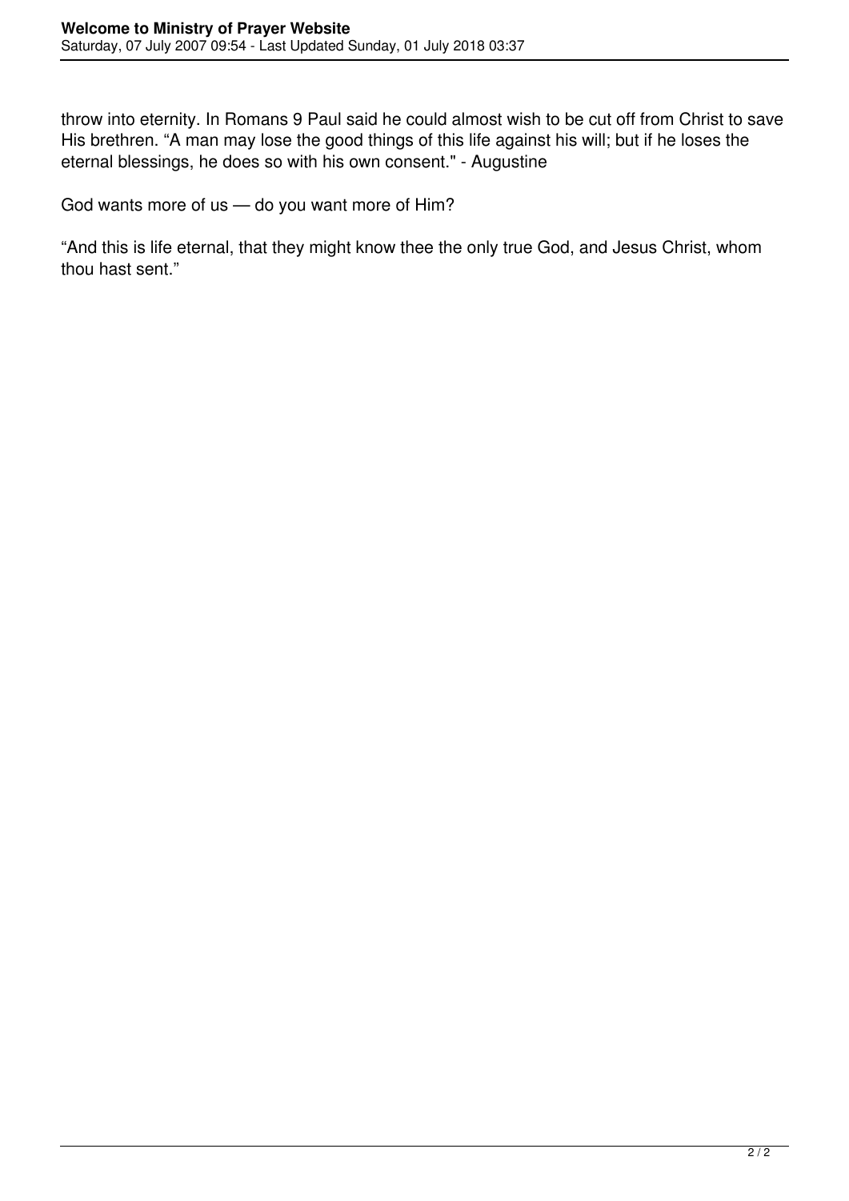throw into eternity. In Romans 9 Paul said he could almost wish to be cut off from Christ to save His brethren. “A man may lose the good things of this life against his will; but if he loses the eternal blessings, he does so with his own consent." - Augustine

God wants more of us — do you want more of Him?

“And this is life eternal, that they might know thee the only true God, and Jesus Christ, whom thou hast sent.”